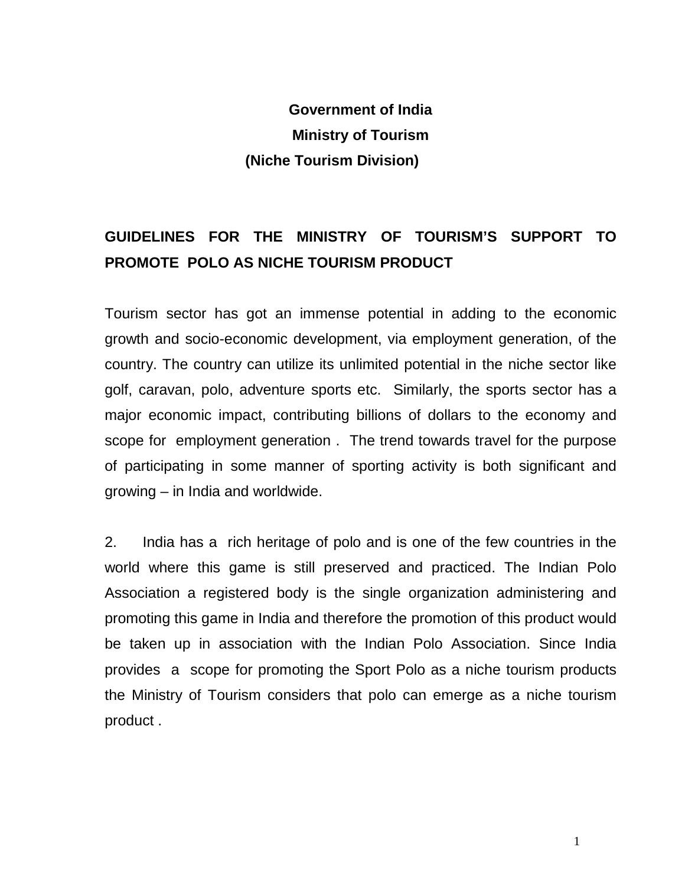**Government of India**

**Ministry of Tourism**

**(Niche Tourism Division)**

## GUIDELINES FOR THE MINISTRY OF TOURISM'S SUPPORT TO PROMOTE POLO AS NICHE TOURISM PRODUCT

Tourism sector has got an immense potential in adding to the economic growth and socio-economic development, via employment generation, of the country. The country can utilize its unlimited potential in the niche sector like golf, caravan, polo, adventure sports etc. Similarly, the sports sector has a major economic impact, contributing billions of dollars to the economy and scope for employment generation . The trend towards travel for the purpose of participating in some manner of sporting activity is both significant and growing – in India and worldwide.

2. India has a rich heritage of polo and is one of the few countries in the world where this game is still preserved and practiced. The Indian Polo Association a registered body is the single organization administering and promoting this game in India and therefore the promotion of this product would be taken up in association with the Indian Polo Association. Since India provides a scope for promoting the Sport Polo as a niche tourism products the Ministry of Tourism considers that polo can emerge as a niche tourism product .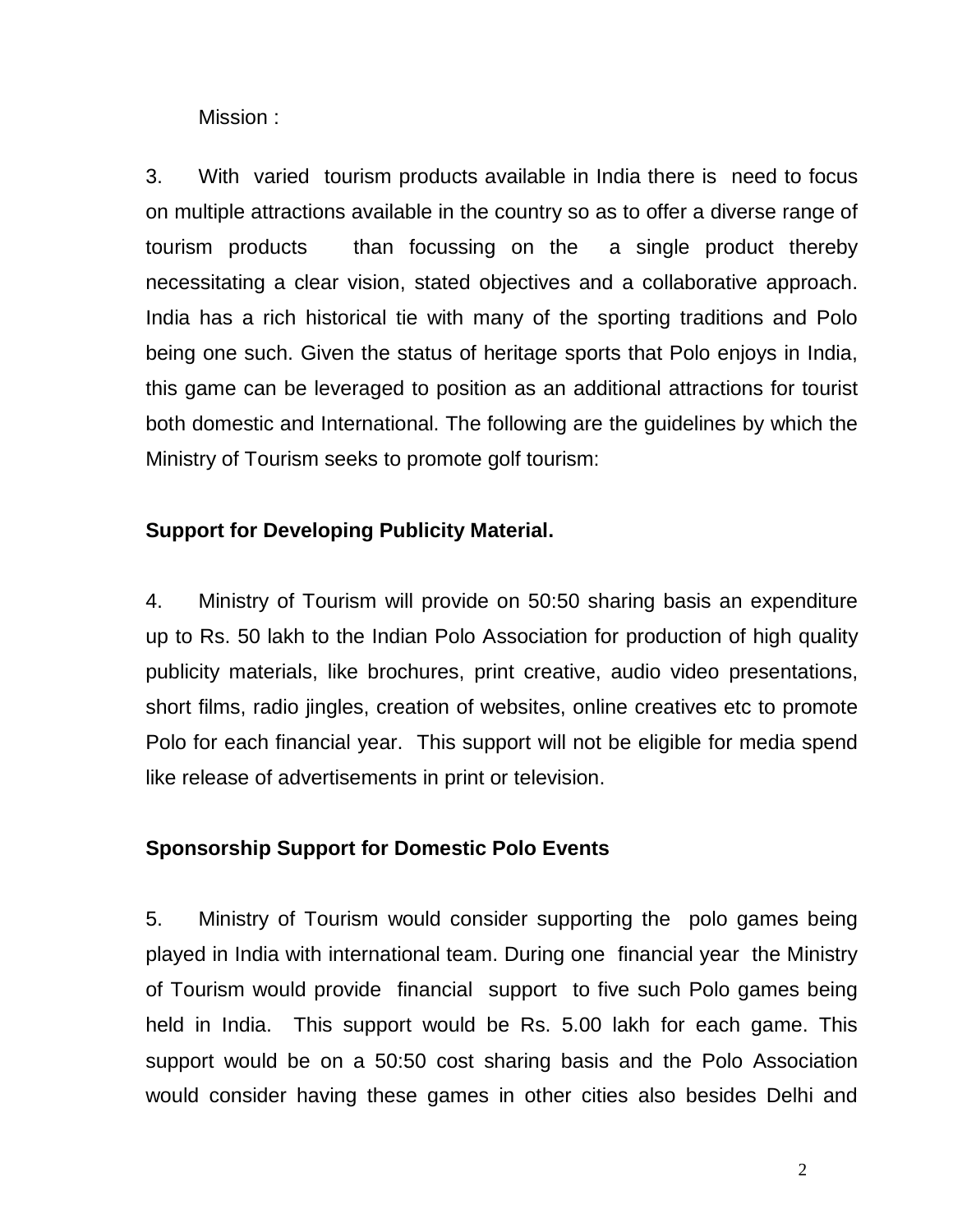Mission :

3. With varied tourism products available in India there is need to focus on multiple attractions available in the country so as to offer a diverse range of tourism products than focussing on the a single product thereby necessitating a clear vision, stated objectives and a collaborative approach. India has a rich historical tie with many of the sporting traditions and Polo being one such. Given the status of heritage sports that Polo enjoys in India, this game can be leveraged to position as an additional attractions for tourist both domestic and International. The following are the guidelines by which the Ministry of Tourism seeks to promote golf tourism:

**Support for Developing Publicity Material.**

4. Ministry of Tourism will provide on 50:50 sharing basis an expenditure up to Rs. 50 lakh to the Indian Polo Association for production of high quality publicity materials, like brochures, print creative, audio video presentations, short films, radio jingles, creation of websites, online creatives etc to promote Polo for each financial year. This support will not be eligible for media spend like release of advertisements in print or television.

**Sponsorship Support for Domestic Polo Events**

5. Ministry of Tourism would consider supporting the polo games being played in India with international team. During one financial year the Ministry of Tourism would provide financial support to five such Polo games being held in India. This support would be Rs. 5.00 lakh for each game. This support would be on a 50:50 cost sharing basis and the Polo Association would consider having these games in other cities also besides Delhi and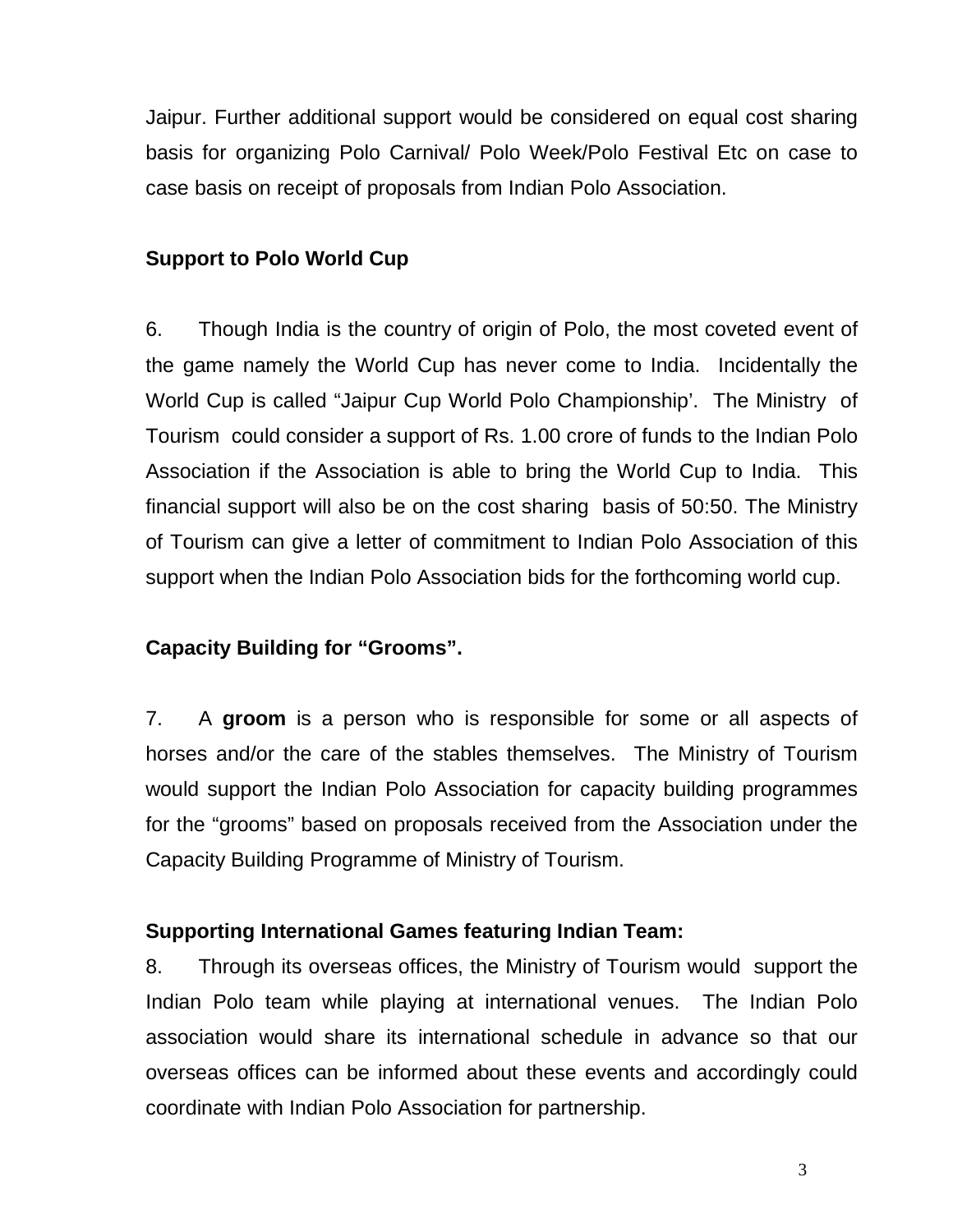Jaipur. Further additional support would be considered on equal cost sharing basis for organizing Polo Carnival/ Polo Week/Polo Festival Etc on case to case basis on receipt of proposals from Indian Polo Association.

**Support to Polo World Cup**

6. Though India is the country of origin of Polo, the most coveted event of the game namely the World Cup has never come to India. Incidentally the World Cup is called "Jaipur Cup World Polo Championship'. The Ministry of Tourism could consider a support of Rs. 1.00 crore of funds to the Indian Polo Association if the Association is able to bring the World Cup to India. This financial support will also be on the cost sharing basis of 50:50. The Ministry of Tourism can give a letter of commitment to Indian Polo Association of this support when the Indian Polo Association bids for the forthcoming world cup.

**Capacity Building for "Grooms".**

7. A **groom** is a person who is responsible for some or all aspects of horses and/or the care of the stables themselves. The Ministry of Tourism would support the Indian Polo Association for capacity building programmes for the "grooms" based on proposals received from the Association under the Capacity Building Programme of Ministry of Tourism.

**Supporting International Games featuring Indian Team:**

8. Through its overseas offices, the Ministry of Tourism would support the Indian Polo team while playing at international venues. The Indian Polo association would share its international schedule in advance so that our overseas offices can be informed about these events and accordingly could coordinate with Indian Polo Association for partnership.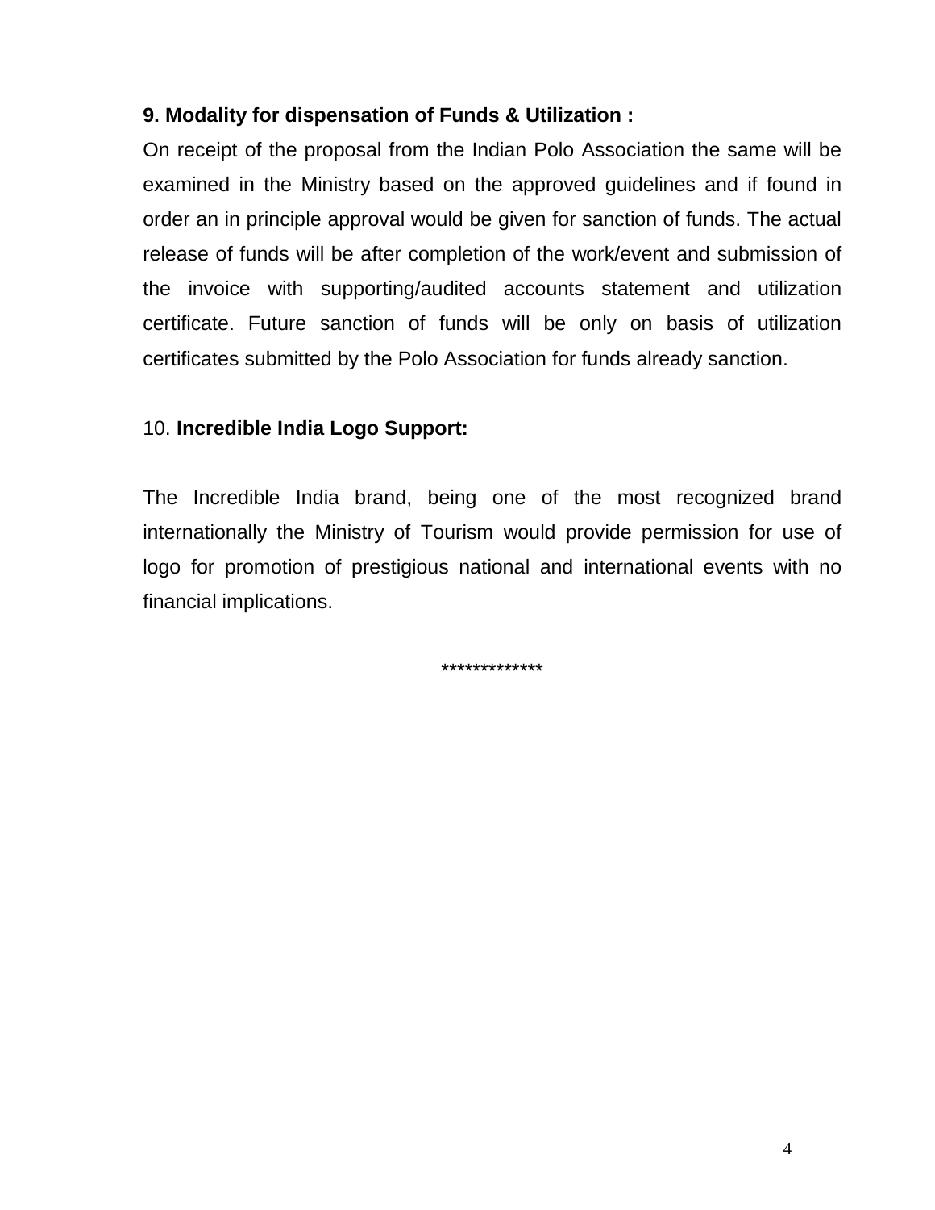**9. Modality for dispensation of Funds & Utilization :**

On receipt of the proposal from the Indian Polo Association the same will be examined in the Ministry based on the approved guidelines and if found in order an in principle approval would be given for sanction of funds. The actual release of funds will be after completion of the work/event and submission of the invoice with supporting/audited accounts statement and utilization certificate. Future sanction of funds will be only on basis of utilization certificates submitted by the Polo Association for funds already sanction.

10. **Incredible India Logo Support:**

The Incredible India brand, being one of the most recognized brand internationally the Ministry of Tourism would provide permission for use of logo for promotion of prestigious national and international events with no financial implications.

*************